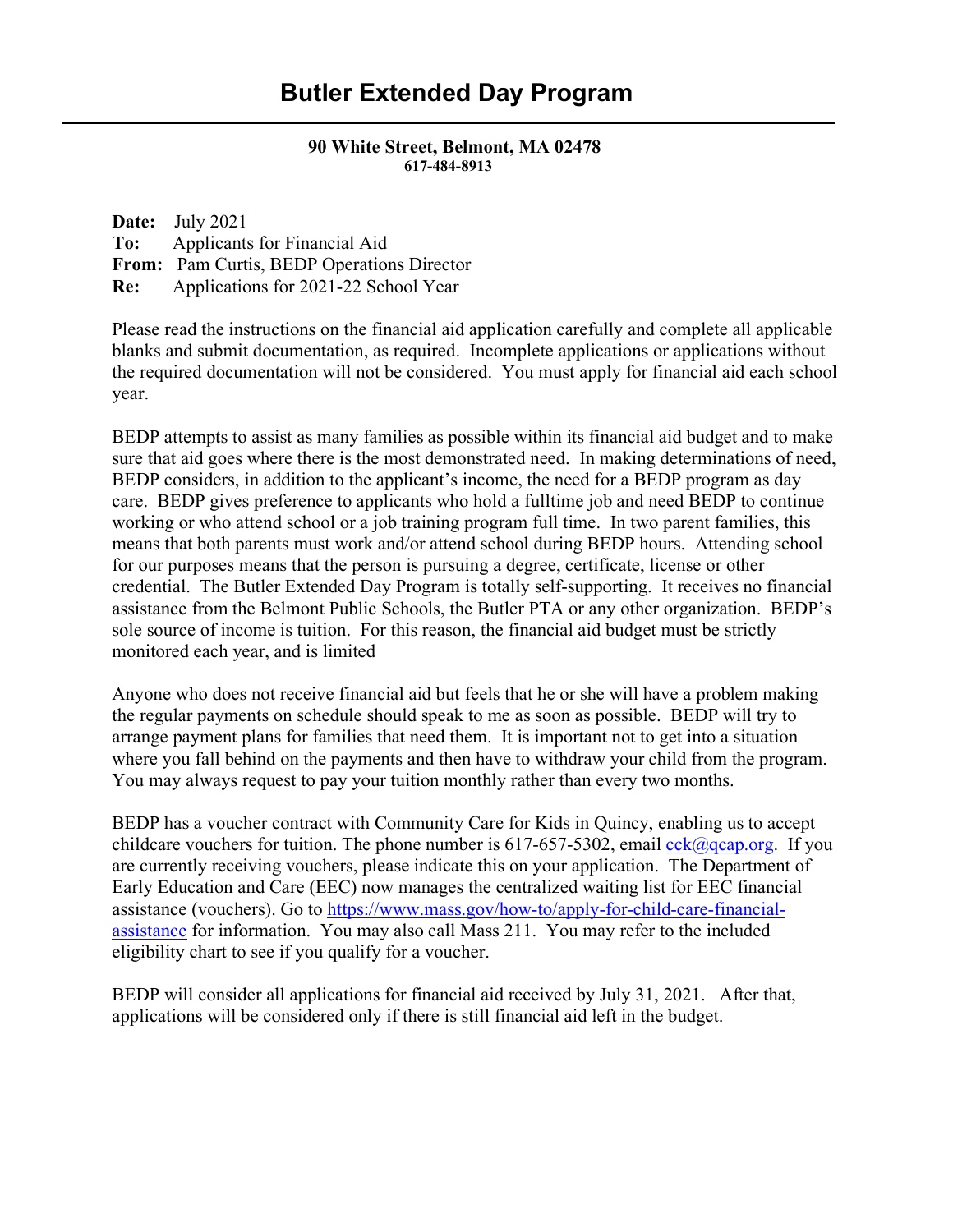# Butler Extended Day Program

**90 White Street, Belmont, MA 02478**
**617-484-8913**

**Date:** July 2021
**To:** Applicants for Financial Aid
**From:** Pam Curtis, BEDP Operations Director
**Re:** Applications for 2021-22 School Year

Please read the instructions on the financial aid application carefully and complete all applicable blanks and submit documentation, as required. Incomplete applications or applications without the required documentation will not be considered. You must apply for financial aid each school year.

BEDP attempts to assist as many families as possible within its financial aid budget and to make sure that aid goes where there is the most demonstrated need. In making determinations of need, BEDP considers, in addition to the applicant's income, the need for a BEDP program as day care. BEDP gives preference to applicants who hold a fulltime job and need BEDP to continue working or who attend school or a job training program full time. In two parent families, this means that both parents must work and/or attend school during BEDP hours. Attending school for our purposes means that the person is pursuing a degree, certificate, license or other credential. The Butler Extended Day Program is totally self-supporting. It receives no financial assistance from the Belmont Public Schools, the Butler PTA or any other organization. BEDP's sole source of income is tuition. For this reason, the financial aid budget must be strictly monitored each year, and is limited

Anyone who does not receive financial aid but feels that he or she will have a problem making the regular payments on schedule should speak to me as soon as possible. BEDP will try to arrange payment plans for families that need them. It is important not to get into a situation where you fall behind on the payments and then have to withdraw your child from the program. You may always request to pay your tuition monthly rather than every two months.

BEDP has a voucher contract with Community Care for Kids in Quincy, enabling us to accept childcare vouchers for tuition. The phone number is 617-657-5302, email [cck@qcap.org](mailto:cck@qcap.org). If you are currently receiving vouchers, please indicate this on your application. The Department of Early Education and Care (EEC) now manages the centralized waiting list for EEC financial assistance (vouchers). Go to [https://www.mass.gov/how-to/apply-for-child-care-financial-assistance](https://www.mass.gov/how-to/apply-for-child-care-financial-assistance) for information. You may also call Mass 211. You may refer to the included eligibility chart to see if you qualify for a voucher.

BEDP will consider all applications for financial aid received by July 31, 2021. After that, applications will be considered only if there is still financial aid left in the budget.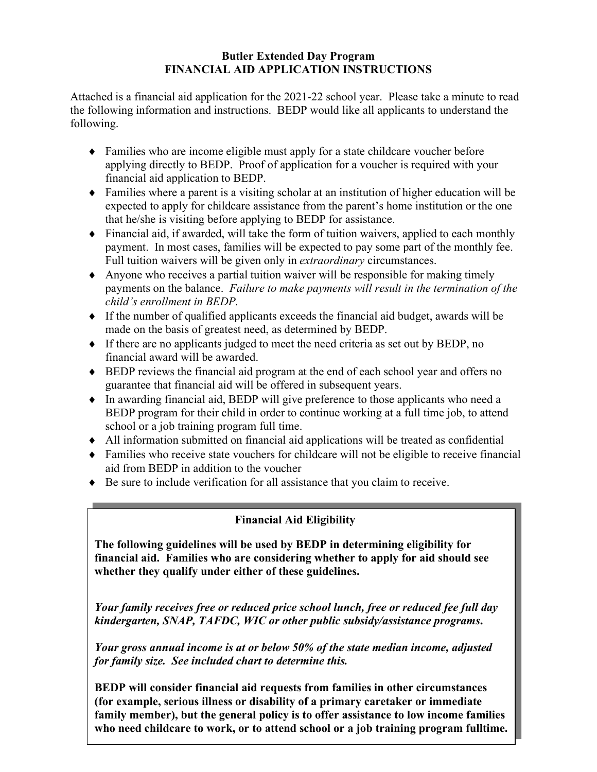# Butler Extended Day Program
## FINANCIAL AID APPLICATION INSTRUCTIONS

Attached is a financial aid application for the 2021-22 school year. Please take a minute to read the following information and instructions. BEDP would like all applicants to understand the following.

- Families who are income eligible must apply for a state childcare voucher before applying directly to BEDP. Proof of application for a voucher is required with your financial aid application to BEDP.
- Families where a parent is a visiting scholar at an institution of higher education will be expected to apply for childcare assistance from the parent's home institution or the one that he/she is visiting before applying to BEDP for assistance.
- Financial aid, if awarded, will take the form of tuition waivers, applied to each monthly payment. In most cases, families will be expected to pay some part of the monthly fee. Full tuition waivers will be given only in *extraordinary* circumstances.
- Anyone who receives a partial tuition waiver will be responsible for making timely payments on the balance. *Failure to make payments will result in the termination of the child's enrollment in BEDP.*
- If the number of qualified applicants exceeds the financial aid budget, awards will be made on the basis of greatest need, as determined by BEDP.
- If there are no applicants judged to meet the need criteria as set out by BEDP, no financial award will be awarded.
- BEDP reviews the financial aid program at the end of each school year and offers no guarantee that financial aid will be offered in subsequent years.
- In awarding financial aid, BEDP will give preference to those applicants who need a BEDP program for their child in order to continue working at a full time job, to attend school or a job training program full time.
- All information submitted on financial aid applications will be treated as confidential
- Families who receive state vouchers for childcare will not be eligible to receive financial aid from BEDP in addition to the voucher
- Be sure to include verification for all assistance that you claim to receive.

### Financial Aid Eligibility

**The following guidelines will be used by BEDP in determining eligibility for financial aid. Families who are considering whether to apply for aid should see whether they qualify under either of these guidelines.**

***Your family receives free or reduced price school lunch, free or reduced fee full day kindergarten, SNAP, TAFDC, WIC or other public subsidy/assistance programs.***

***Your gross annual income is at or below 50% of the state median income, adjusted for family size. See included chart to determine this.***

**BEDP will consider financial aid requests from families in other circumstances (for example, serious illness or disability of a primary caretaker or immediate family member), but the general policy is to offer assistance to low income families who need childcare to work, or to attend school or a job training program fulltime.**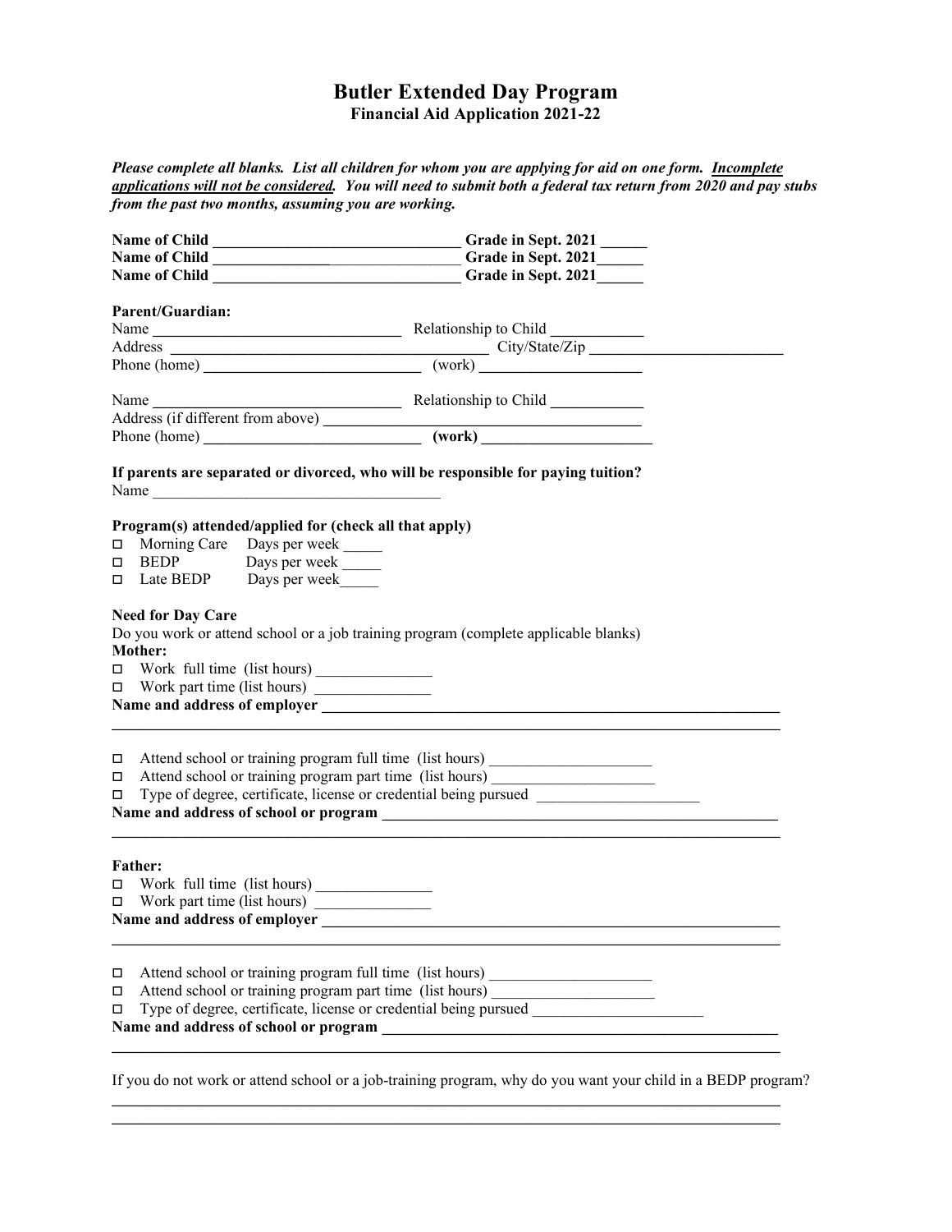# Butler Extended Day Program

**Financial Aid Application 2021-22**

***Please complete all blanks. List all children for whom you are applying for aid on one form. <u>Incomplete applications will not be considered</u>. You will need to submit both a federal tax return from 2020 and pay stubs from the past two months, assuming you are working.***

**Name of Child** ______________________________ **Grade in Sept. 2021** ______
**Name of Child** ______________________________ **Grade in Sept. 2021** ______
**Name of Child** ______________________________ **Grade in Sept. 2021** ______

**Parent/Guardian:**

Name ______________________________ Relationship to Child ____________
Address ________________________________________ City/State/Zip ________________________
Phone (home) ___________________________ (work) ____________________

Name ______________________________ Relationship to Child ____________
Address (if different from above) ________________________________________
Phone (home) ___________________________ **(work)** ____________________

**If parents are separated or divorced, who will be responsible for paying tuition?**
Name ____________________________________

**Program(s) attended/applied for (check all that apply)**

- ☐ Morning Care Days per week _____
- ☐ BEDP Days per week _____
- ☐ Late BEDP Days per week _____

**Need for Day Care**

Do you work or attend school or a job training program (complete applicable blanks)

**Mother:**

- ☐ Work full time (list hours) _______________
- ☐ Work part time (list hours) _______________

**Name and address of employer** ____________________________________________________________
________________________________________________________________________________

- ☐ Attend school or training program full time (list hours) _____________________
- ☐ Attend school or training program part time (list hours) _____________________
- ☐ Type of degree, certificate, license or credential being pursued _____________________

**Name and address of school or program** ______________________________________________
________________________________________________________________________________

**Father:**

- ☐ Work full time (list hours) _______________
- ☐ Work part time (list hours) _______________

**Name and address of employer** ____________________________________________________________
________________________________________________________________________________

- ☐ Attend school or training program full time (list hours) _____________________
- ☐ Attend school or training program part time (list hours) _____________________
- ☐ Type of degree, certificate, license or credential being pursued _____________________

**Name and address of school or program** ______________________________________________
________________________________________________________________________________

If you do not work or attend school or a job-training program, why do you want your child in a BEDP program?
________________________________________________________________________________
________________________________________________________________________________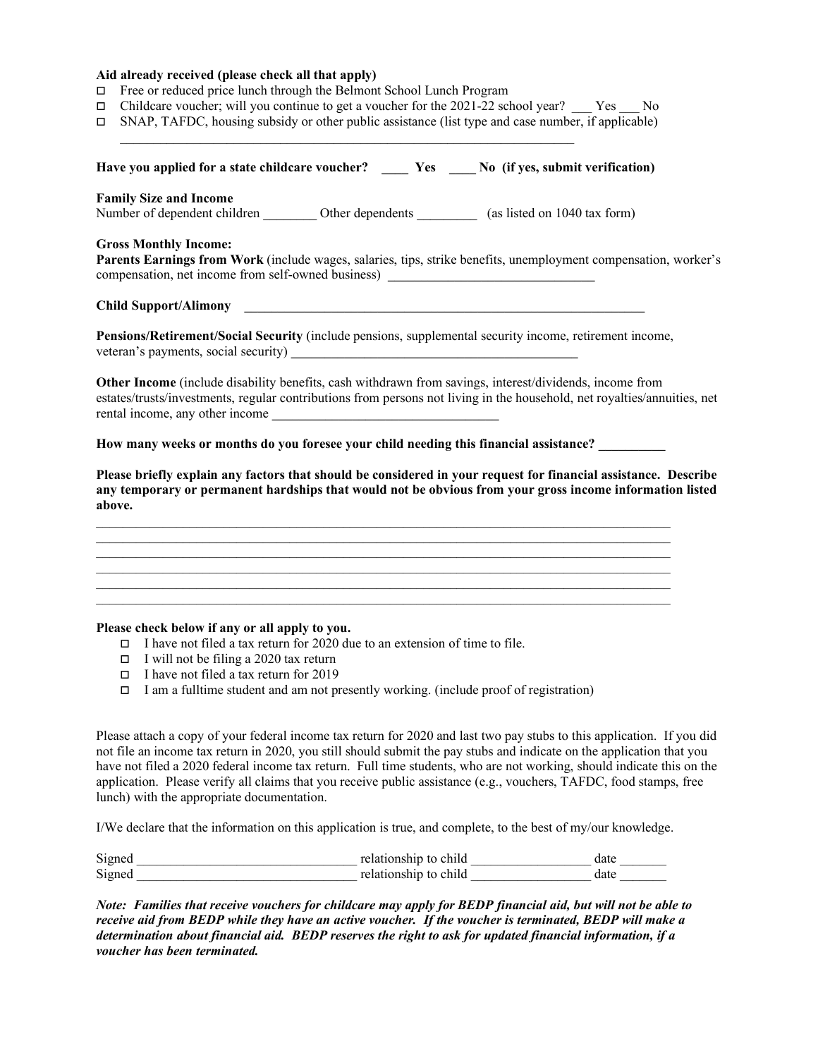**Aid already received (please check all that apply)**

- ☐ Free or reduced price lunch through the Belmont School Lunch Program
- ☐ Childcare voucher; will you continue to get a voucher for the 2021-22 school year? ___ Yes ___ No
- ☐ SNAP, TAFDC, housing subsidy or other public assistance (list type and case number, if applicable) _______________________________________________________________________

**Have you applied for a state childcare voucher? ____ Yes ____ No (if yes, submit verification)**

**Family Size and Income**

Number of dependent children ________ Other dependents _________ (as listed on 1040 tax form)

**Gross Monthly Income:**

**Parents Earnings from Work** (include wages, salaries, tips, strike benefits, unemployment compensation, worker's compensation, net income from self-owned business) ______________________________

**Child Support/Alimony** _______________________________________________________________

**Pensions/Retirement/Social Security** (include pensions, supplemental security income, retirement income, veteran's payments, social security) ___________________________________________

**Other Income** (include disability benefits, cash withdrawn from savings, interest/dividends, income from estates/trusts/investments, regular contributions from persons not living in the household, net royalties/annuities, net rental income, any other income _________________________________

**How many weeks or months do you foresee your child needing this financial assistance? __________**

**Please briefly explain any factors that should be considered in your request for financial assistance. Describe any temporary or permanent hardships that would not be obvious from your gross income information listed above.**

_____________________________________________________________________________________
_____________________________________________________________________________________
_____________________________________________________________________________________
_____________________________________________________________________________________
_____________________________________________________________________________________
_____________________________________________________________________________________

**Please check below if any or all apply to you.**

- ☐ I have not filed a tax return for 2020 due to an extension of time to file.
- ☐ I will not be filing a 2020 tax return
- ☐ I have not filed a tax return for 2019
- ☐ I am a fulltime student and am not presently working. (include proof of registration)

Please attach a copy of your federal income tax return for 2020 and last two pay stubs to this application. If you did not file an income tax return in 2020, you still should submit the pay stubs and indicate on the application that you have not filed a 2020 federal income tax return. Full time students, who are not working, should indicate this on the application. Please verify all claims that you receive public assistance (e.g., vouchers, TAFDC, food stamps, free lunch) with the appropriate documentation.

I/We declare that the information on this application is true, and complete, to the best of my/our knowledge.

Signed ________________________________ relationship to child __________________ date _______

Signed ________________________________ relationship to child __________________ date _______

***Note: Families that receive vouchers for childcare may apply for BEDP financial aid, but will not be able to receive aid from BEDP while they have an active voucher. If the voucher is terminated, BEDP will make a determination about financial aid. BEDP reserves the right to ask for updated financial information, if a voucher has been terminated.***